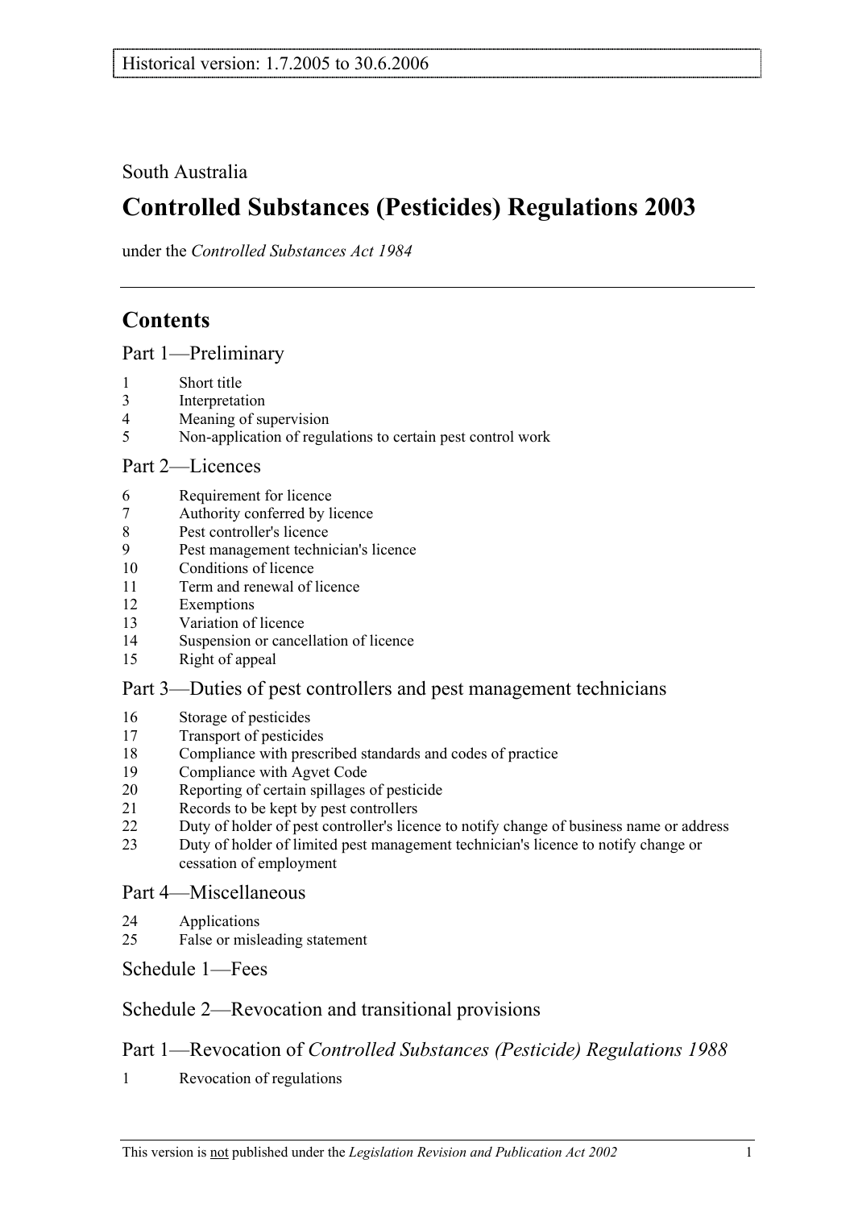Historical version: 1.7.2005 to 30.6.2006

South Australia

# Controlled Substances (Pesticides) Regulations 2003

under the *Controlled Substances Act 1984*

## Contents

### Part 1—Preliminary

1 Short title
3 Interpretation
4 Meaning of supervision
5 Non-application of regulations to certain pest control work

### Part 2—Licences

6 Requirement for licence
7 Authority conferred by licence
8 Pest controller's licence
9 Pest management technician's licence
10 Conditions of licence
11 Term and renewal of licence
12 Exemptions
13 Variation of licence
14 Suspension or cancellation of licence
15 Right of appeal

### Part 3—Duties of pest controllers and pest management technicians

16 Storage of pesticides
17 Transport of pesticides
18 Compliance with prescribed standards and codes of practice
19 Compliance with Agvet Code
20 Reporting of certain spillages of pesticide
21 Records to be kept by pest controllers
22 Duty of holder of pest controller's licence to notify change of business name or address
23 Duty of holder of limited pest management technician's licence to notify change or cessation of employment

### Part 4—Miscellaneous

24 Applications
25 False or misleading statement

### Schedule 1—Fees

### Schedule 2—Revocation and transitional provisions

### Part 1—Revocation of *Controlled Substances (Pesticide) Regulations 1988*

1 Revocation of regulations

This version is not published under the *Legislation Revision and Publication Act 2002*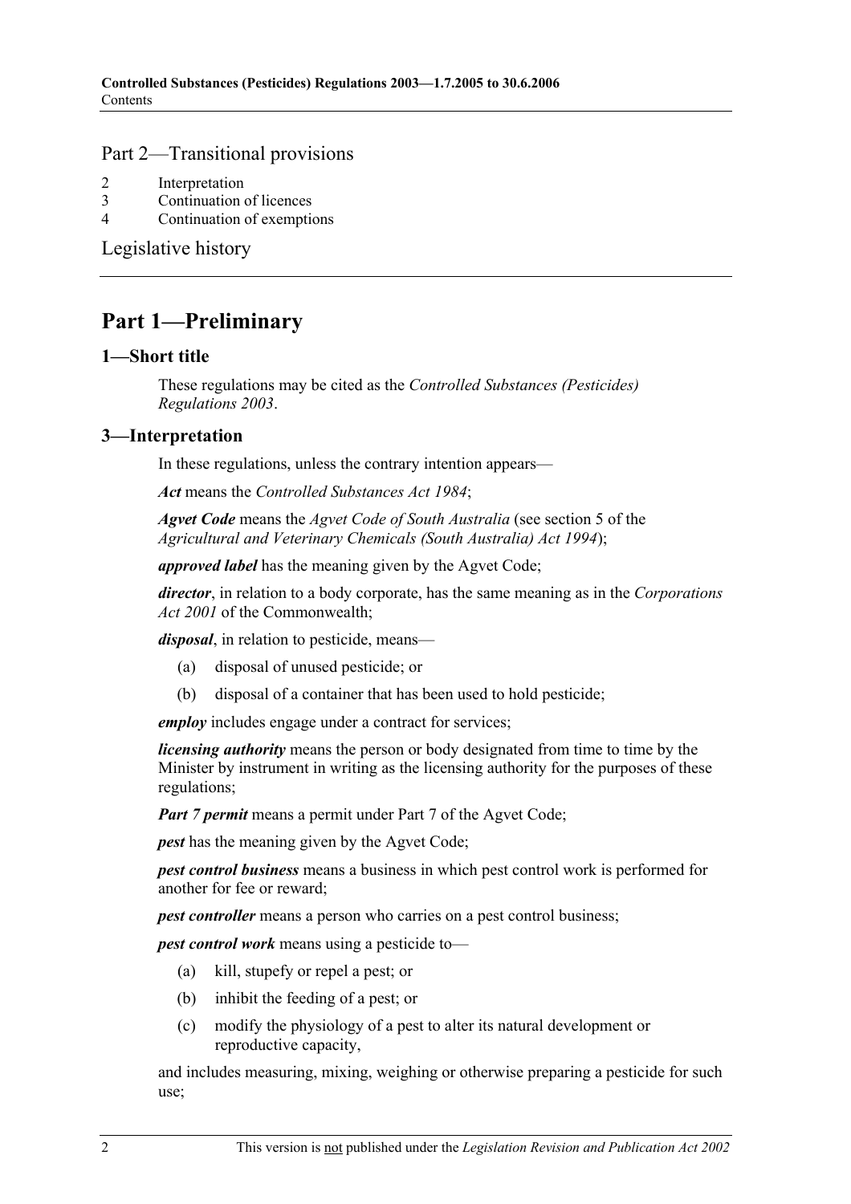## Part 2—Transitional provisions

2 Interpretation
3 Continuation of licences
4 Continuation of exemptions

Legislative history

# Part 1—Preliminary

## 1—Short title

These regulations may be cited as the *Controlled Substances (Pesticides) Regulations 2003*.

## 3—Interpretation

In these regulations, unless the contrary intention appears—

***Act*** means the *Controlled Substances Act 1984*;

***Agvet Code*** means the *Agvet Code of South Australia* (see section 5 of the *Agricultural and Veterinary Chemicals (South Australia) Act 1994*);

***approved label*** has the meaning given by the Agvet Code;

***director***, in relation to a body corporate, has the same meaning as in the *Corporations Act 2001* of the Commonwealth;

***disposal***, in relation to pesticide, means—

(a) disposal of unused pesticide; or

(b) disposal of a container that has been used to hold pesticide;

***employ*** includes engage under a contract for services;

***licensing authority*** means the person or body designated from time to time by the Minister by instrument in writing as the licensing authority for the purposes of these regulations;

***Part 7 permit*** means a permit under Part 7 of the Agvet Code;

***pest*** has the meaning given by the Agvet Code;

***pest control business*** means a business in which pest control work is performed for another for fee or reward;

***pest controller*** means a person who carries on a pest control business;

***pest control work*** means using a pesticide to—

(a) kill, stupefy or repel a pest; or

(b) inhibit the feeding of a pest; or

(c) modify the physiology of a pest to alter its natural development or reproductive capacity,

and includes measuring, mixing, weighing or otherwise preparing a pesticide for such use;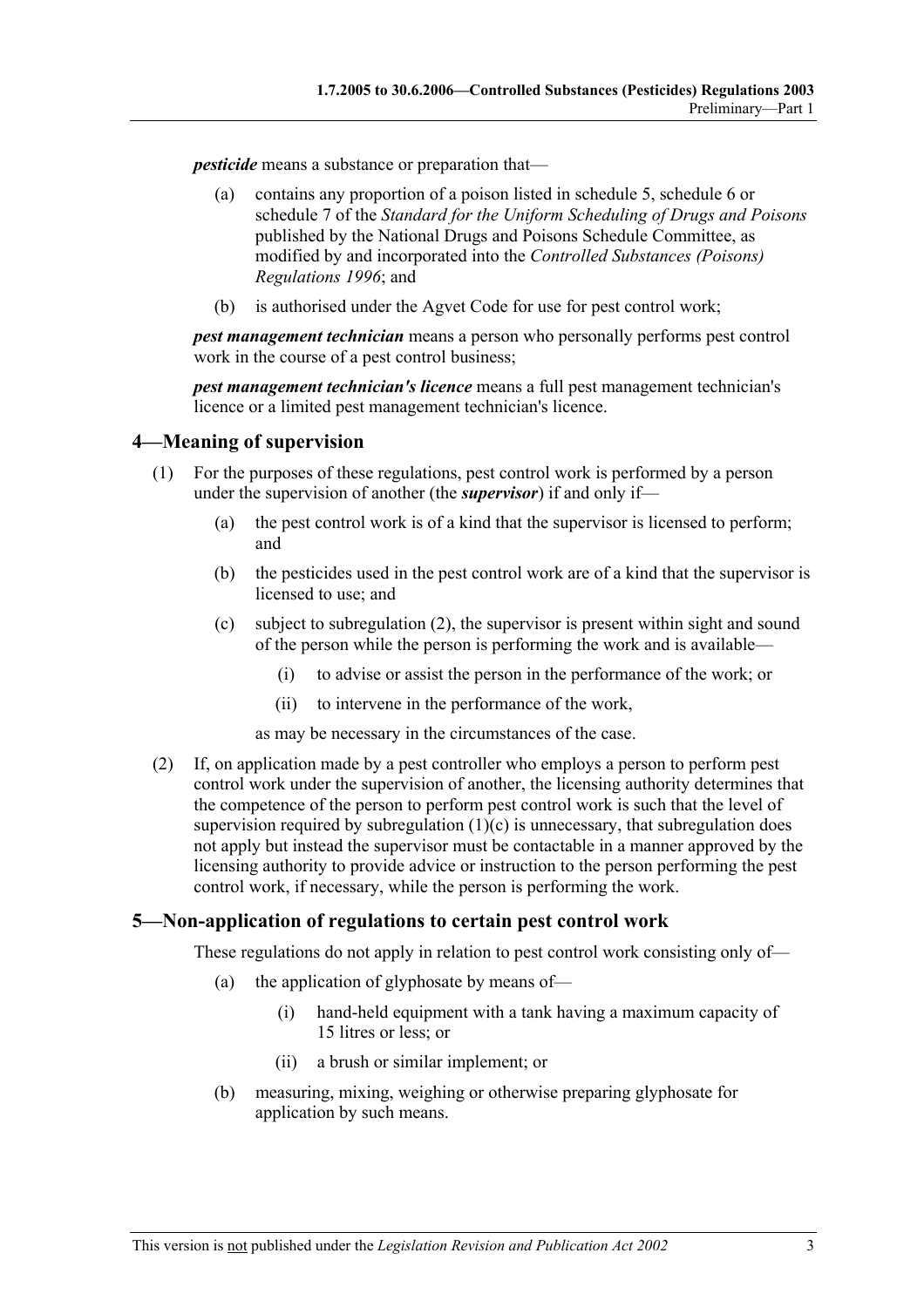***pesticide*** means a substance or preparation that—

(a) contains any proportion of a poison listed in schedule 5, schedule 6 or schedule 7 of the *Standard for the Uniform Scheduling of Drugs and Poisons* published by the National Drugs and Poisons Schedule Committee, as modified by and incorporated into the *Controlled Substances (Poisons) Regulations 1996*; and

(b) is authorised under the Agvet Code for use for pest control work;

***pest management technician*** means a person who personally performs pest control work in the course of a pest control business;

***pest management technician's licence*** means a full pest management technician's licence or a limited pest management technician's licence.

## 4—Meaning of supervision

(1) For the purposes of these regulations, pest control work is performed by a person under the supervision of another (the ***supervisor***) if and only if—

(a) the pest control work is of a kind that the supervisor is licensed to perform; and

(b) the pesticides used in the pest control work are of a kind that the supervisor is licensed to use; and

(c) subject to subregulation (2), the supervisor is present within sight and sound of the person while the person is performing the work and is available—

(i) to advise or assist the person in the performance of the work; or

(ii) to intervene in the performance of the work,

as may be necessary in the circumstances of the case.

(2) If, on application made by a pest controller who employs a person to perform pest control work under the supervision of another, the licensing authority determines that the competence of the person to perform pest control work is such that the level of supervision required by subregulation (1)(c) is unnecessary, that subregulation does not apply but instead the supervisor must be contactable in a manner approved by the licensing authority to provide advice or instruction to the person performing the pest control work, if necessary, while the person is performing the work.

## 5—Non-application of regulations to certain pest control work

These regulations do not apply in relation to pest control work consisting only of—

(a) the application of glyphosate by means of—

(i) hand-held equipment with a tank having a maximum capacity of 15 litres or less; or

(ii) a brush or similar implement; or

(b) measuring, mixing, weighing or otherwise preparing glyphosate for application by such means.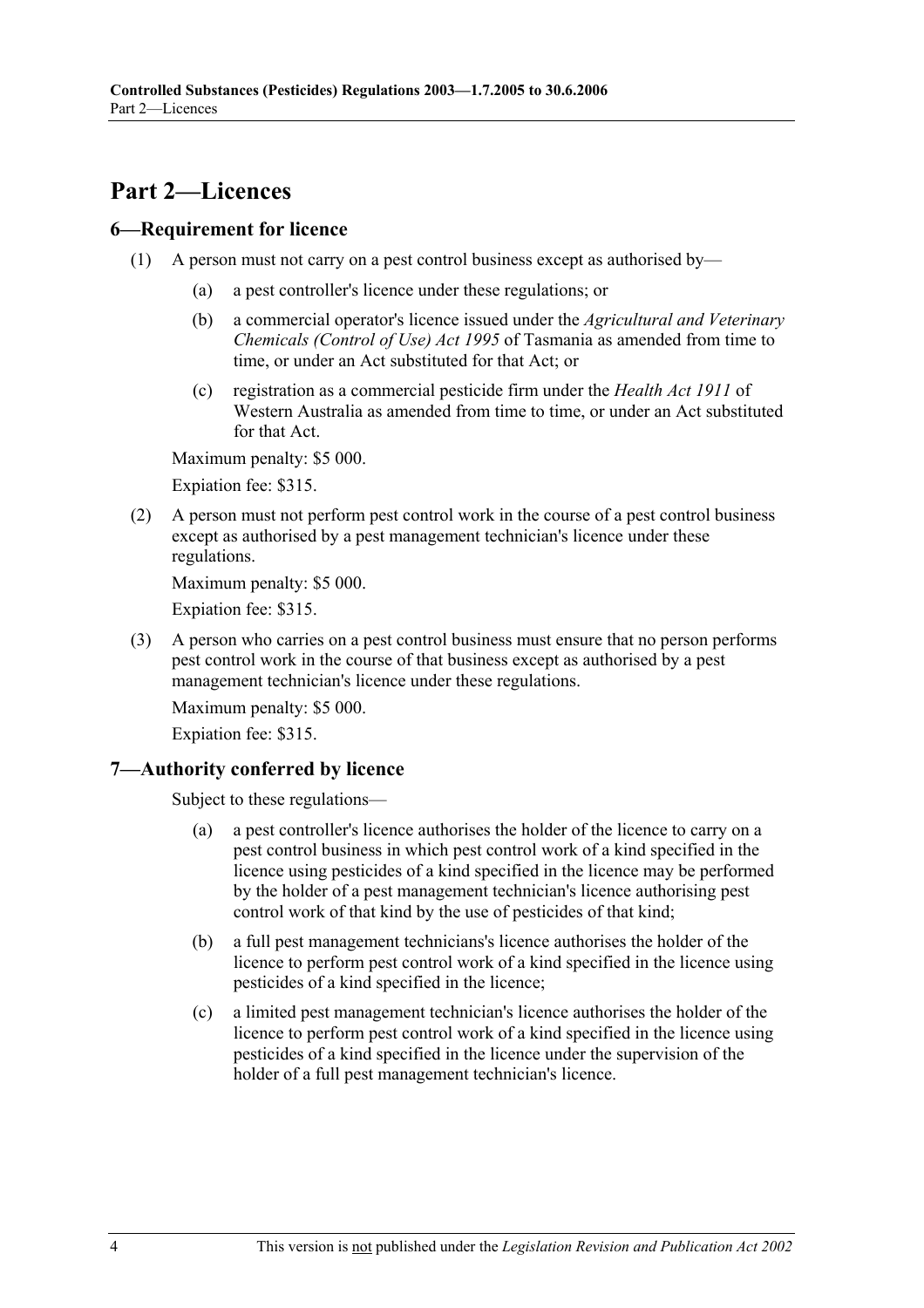# Part 2—Licences

## 6—Requirement for licence

(1) A person must not carry on a pest control business except as authorised by—

(a) a pest controller's licence under these regulations; or

(b) a commercial operator's licence issued under the *Agricultural and Veterinary Chemicals (Control of Use) Act 1995* of Tasmania as amended from time to time, or under an Act substituted for that Act; or

(c) registration as a commercial pesticide firm under the *Health Act 1911* of Western Australia as amended from time to time, or under an Act substituted for that Act.

Maximum penalty: $5 000.

Expiation fee: $315.

(2) A person must not perform pest control work in the course of a pest control business except as authorised by a pest management technician's licence under these regulations.

Maximum penalty: $5 000.

Expiation fee: $315.

(3) A person who carries on a pest control business must ensure that no person performs pest control work in the course of that business except as authorised by a pest management technician's licence under these regulations.

Maximum penalty: $5 000.

Expiation fee: $315.

## 7—Authority conferred by licence

Subject to these regulations—

(a) a pest controller's licence authorises the holder of the licence to carry on a pest control business in which pest control work of a kind specified in the licence using pesticides of a kind specified in the licence may be performed by the holder of a pest management technician's licence authorising pest control work of that kind by the use of pesticides of that kind;

(b) a full pest management technicians's licence authorises the holder of the licence to perform pest control work of a kind specified in the licence using pesticides of a kind specified in the licence;

(c) a limited pest management technician's licence authorises the holder of the licence to perform pest control work of a kind specified in the licence using pesticides of a kind specified in the licence under the supervision of the holder of a full pest management technician's licence.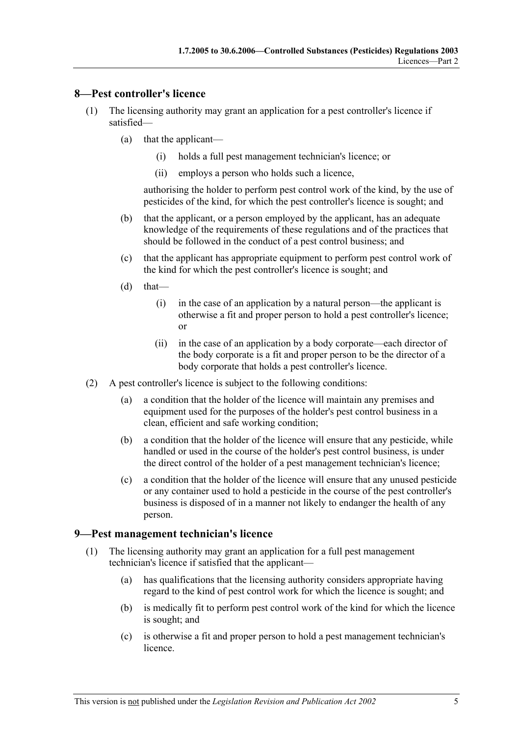## 8—Pest controller's licence

(1) The licensing authority may grant an application for a pest controller's licence if satisfied—

(a) that the applicant—

(i) holds a full pest management technician's licence; or

(ii) employs a person who holds such a licence,

authorising the holder to perform pest control work of the kind, by the use of pesticides of the kind, for which the pest controller's licence is sought; and

(b) that the applicant, or a person employed by the applicant, has an adequate knowledge of the requirements of these regulations and of the practices that should be followed in the conduct of a pest control business; and

(c) that the applicant has appropriate equipment to perform pest control work of the kind for which the pest controller's licence is sought; and

(d) that—

(i) in the case of an application by a natural person—the applicant is otherwise a fit and proper person to hold a pest controller's licence; or

(ii) in the case of an application by a body corporate—each director of the body corporate is a fit and proper person to be the director of a body corporate that holds a pest controller's licence.

(2) A pest controller's licence is subject to the following conditions:

(a) a condition that the holder of the licence will maintain any premises and equipment used for the purposes of the holder's pest control business in a clean, efficient and safe working condition;

(b) a condition that the holder of the licence will ensure that any pesticide, while handled or used in the course of the holder's pest control business, is under the direct control of the holder of a pest management technician's licence;

(c) a condition that the holder of the licence will ensure that any unused pesticide or any container used to hold a pesticide in the course of the pest controller's business is disposed of in a manner not likely to endanger the health of any person.

## 9—Pest management technician's licence

(1) The licensing authority may grant an application for a full pest management technician's licence if satisfied that the applicant—

(a) has qualifications that the licensing authority considers appropriate having regard to the kind of pest control work for which the licence is sought; and

(b) is medically fit to perform pest control work of the kind for which the licence is sought; and

(c) is otherwise a fit and proper person to hold a pest management technician's licence.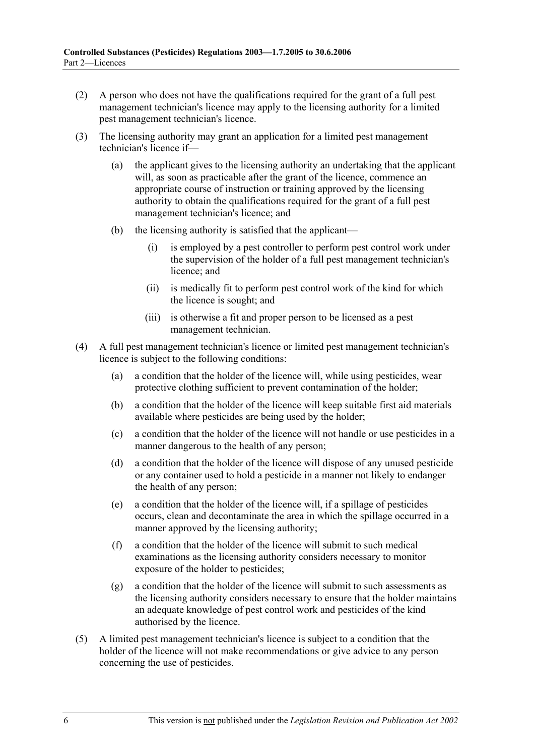(2) A person who does not have the qualifications required for the grant of a full pest management technician's licence may apply to the licensing authority for a limited pest management technician's licence.

(3) The licensing authority may grant an application for a limited pest management technician's licence if—

(a) the applicant gives to the licensing authority an undertaking that the applicant will, as soon as practicable after the grant of the licence, commence an appropriate course of instruction or training approved by the licensing authority to obtain the qualifications required for the grant of a full pest management technician's licence; and

(b) the licensing authority is satisfied that the applicant—

(i) is employed by a pest controller to perform pest control work under the supervision of the holder of a full pest management technician's licence; and

(ii) is medically fit to perform pest control work of the kind for which the licence is sought; and

(iii) is otherwise a fit and proper person to be licensed as a pest management technician.

(4) A full pest management technician's licence or limited pest management technician's licence is subject to the following conditions:

(a) a condition that the holder of the licence will, while using pesticides, wear protective clothing sufficient to prevent contamination of the holder;

(b) a condition that the holder of the licence will keep suitable first aid materials available where pesticides are being used by the holder;

(c) a condition that the holder of the licence will not handle or use pesticides in a manner dangerous to the health of any person;

(d) a condition that the holder of the licence will dispose of any unused pesticide or any container used to hold a pesticide in a manner not likely to endanger the health of any person;

(e) a condition that the holder of the licence will, if a spillage of pesticides occurs, clean and decontaminate the area in which the spillage occurred in a manner approved by the licensing authority;

(f) a condition that the holder of the licence will submit to such medical examinations as the licensing authority considers necessary to monitor exposure of the holder to pesticides;

(g) a condition that the holder of the licence will submit to such assessments as the licensing authority considers necessary to ensure that the holder maintains an adequate knowledge of pest control work and pesticides of the kind authorised by the licence.

(5) A limited pest management technician's licence is subject to a condition that the holder of the licence will not make recommendations or give advice to any person concerning the use of pesticides.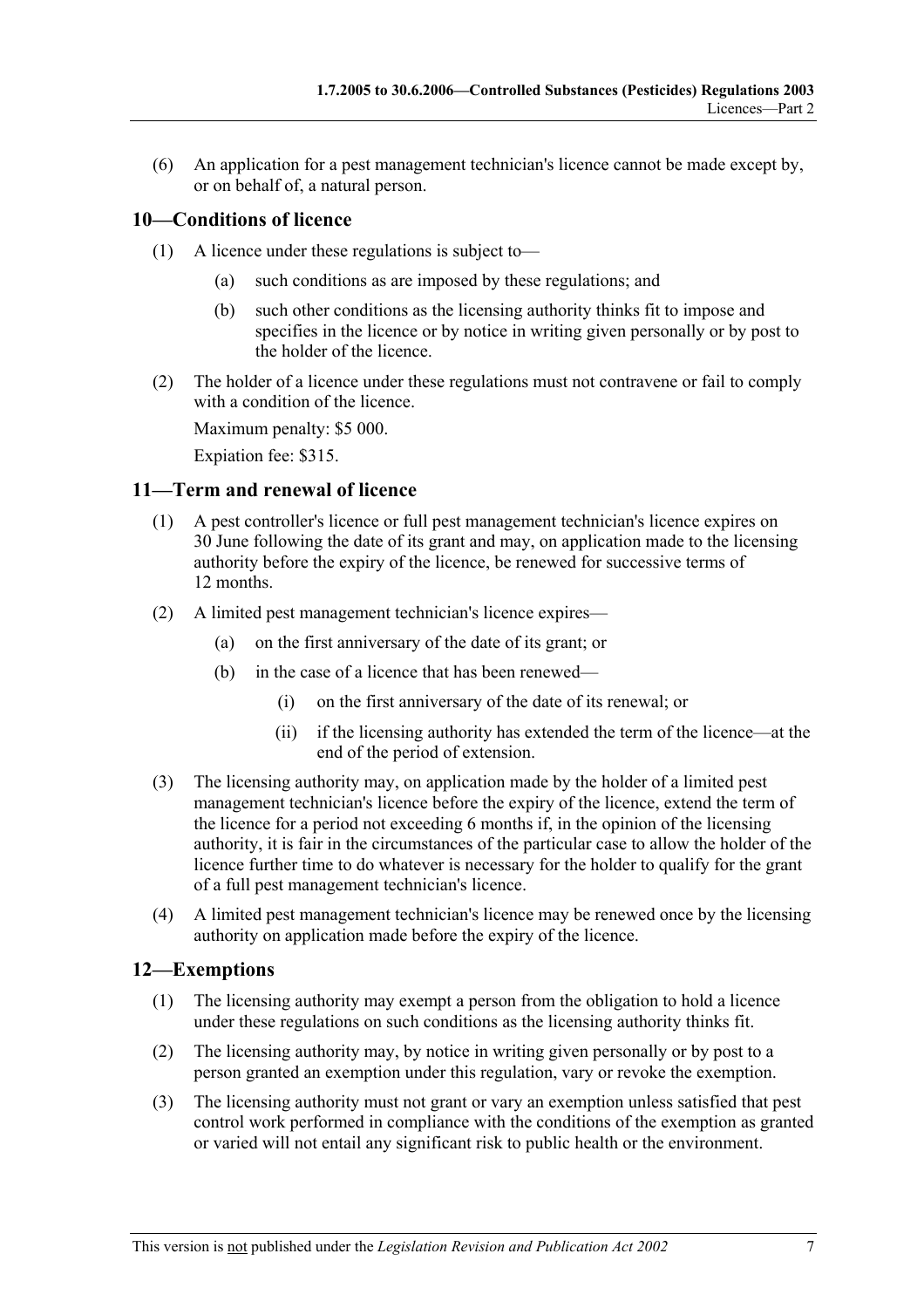(6) An application for a pest management technician's licence cannot be made except by, or on behalf of, a natural person.

## 10—Conditions of licence

(1) A licence under these regulations is subject to—

(a) such conditions as are imposed by these regulations; and

(b) such other conditions as the licensing authority thinks fit to impose and specifies in the licence or by notice in writing given personally or by post to the holder of the licence.

(2) The holder of a licence under these regulations must not contravene or fail to comply with a condition of the licence.

Maximum penalty: $5 000.

Expiation fee: $315.

## 11—Term and renewal of licence

(1) A pest controller's licence or full pest management technician's licence expires on 30 June following the date of its grant and may, on application made to the licensing authority before the expiry of the licence, be renewed for successive terms of 12 months.

(2) A limited pest management technician's licence expires—

(a) on the first anniversary of the date of its grant; or

(b) in the case of a licence that has been renewed—

(i) on the first anniversary of the date of its renewal; or

(ii) if the licensing authority has extended the term of the licence—at the end of the period of extension.

(3) The licensing authority may, on application made by the holder of a limited pest management technician's licence before the expiry of the licence, extend the term of the licence for a period not exceeding 6 months if, in the opinion of the licensing authority, it is fair in the circumstances of the particular case to allow the holder of the licence further time to do whatever is necessary for the holder to qualify for the grant of a full pest management technician's licence.

(4) A limited pest management technician's licence may be renewed once by the licensing authority on application made before the expiry of the licence.

## 12—Exemptions

(1) The licensing authority may exempt a person from the obligation to hold a licence under these regulations on such conditions as the licensing authority thinks fit.

(2) The licensing authority may, by notice in writing given personally or by post to a person granted an exemption under this regulation, vary or revoke the exemption.

(3) The licensing authority must not grant or vary an exemption unless satisfied that pest control work performed in compliance with the conditions of the exemption as granted or varied will not entail any significant risk to public health or the environment.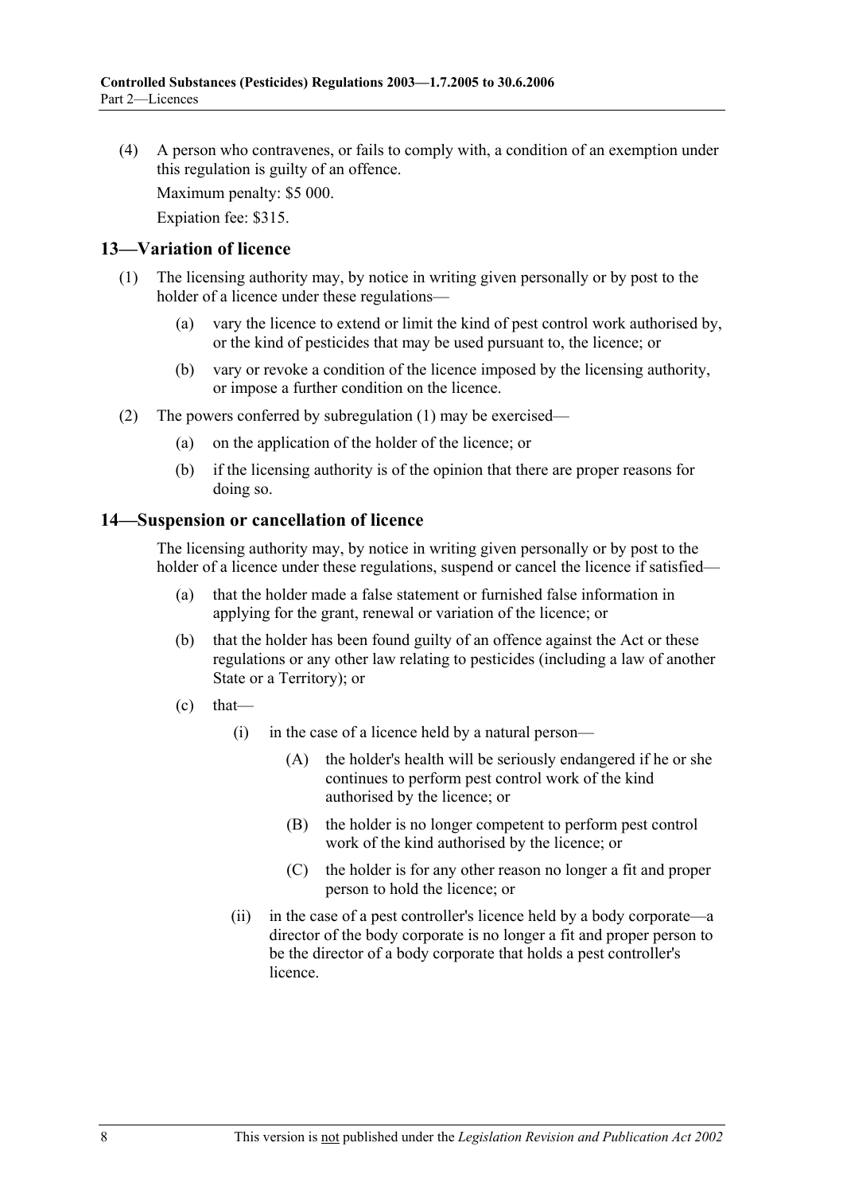(4) A person who contravenes, or fails to comply with, a condition of an exemption under this regulation is guilty of an offence.

Maximum penalty: $5 000.

Expiation fee: $315.

## 13—Variation of licence

(1) The licensing authority may, by notice in writing given personally or by post to the holder of a licence under these regulations—

(a) vary the licence to extend or limit the kind of pest control work authorised by, or the kind of pesticides that may be used pursuant to, the licence; or

(b) vary or revoke a condition of the licence imposed by the licensing authority, or impose a further condition on the licence.

(2) The powers conferred by subregulation (1) may be exercised—

(a) on the application of the holder of the licence; or

(b) if the licensing authority is of the opinion that there are proper reasons for doing so.

## 14—Suspension or cancellation of licence

The licensing authority may, by notice in writing given personally or by post to the holder of a licence under these regulations, suspend or cancel the licence if satisfied—

(a) that the holder made a false statement or furnished false information in applying for the grant, renewal or variation of the licence; or

(b) that the holder has been found guilty of an offence against the Act or these regulations or any other law relating to pesticides (including a law of another State or a Territory); or

(c) that—

(i) in the case of a licence held by a natural person—

(A) the holder's health will be seriously endangered if he or she continues to perform pest control work of the kind authorised by the licence; or

(B) the holder is no longer competent to perform pest control work of the kind authorised by the licence; or

(C) the holder is for any other reason no longer a fit and proper person to hold the licence; or

(ii) in the case of a pest controller's licence held by a body corporate—a director of the body corporate is no longer a fit and proper person to be the director of a body corporate that holds a pest controller's licence.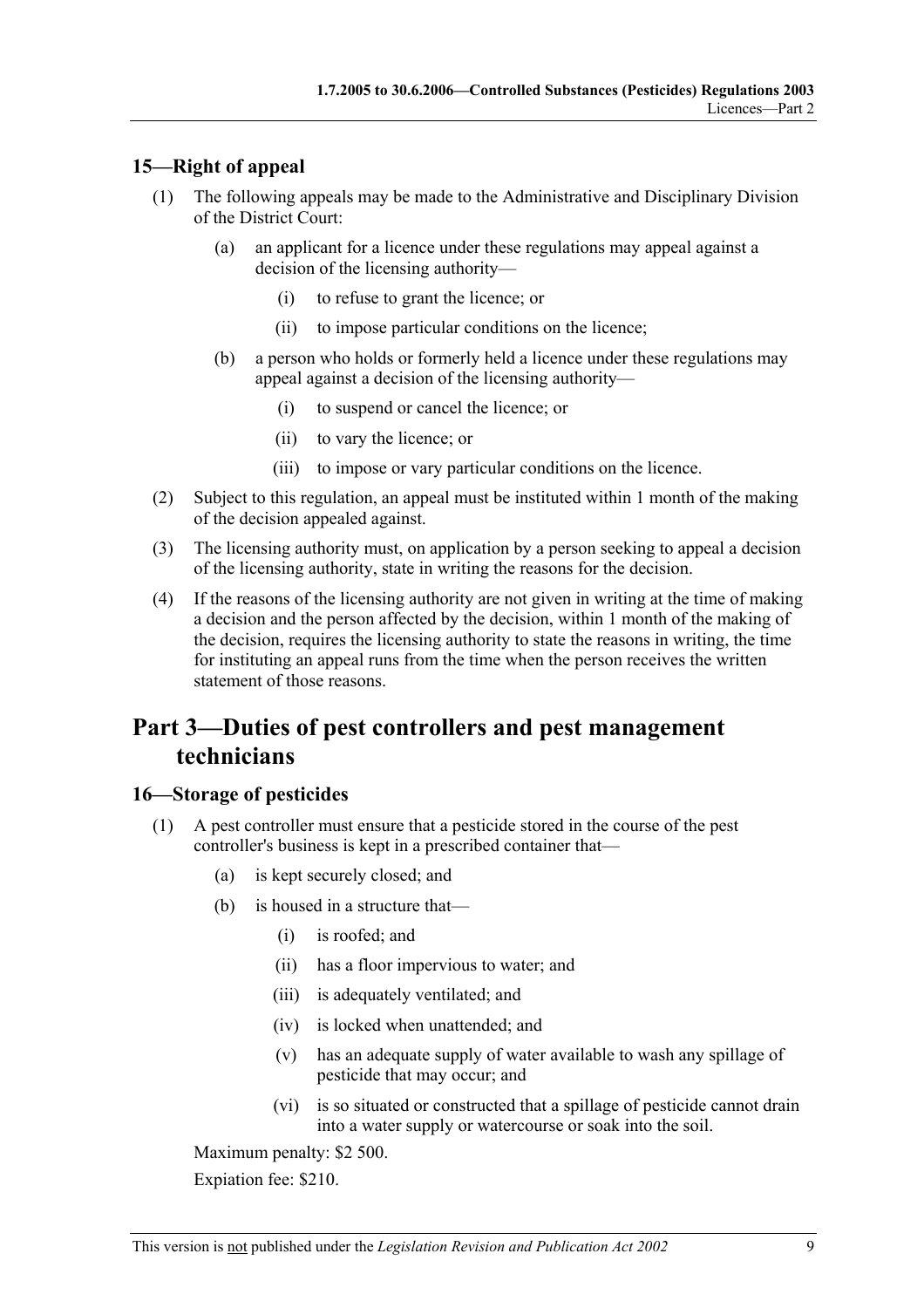### 15—Right of appeal

(1) The following appeals may be made to the Administrative and Disciplinary Division of the District Court:

(a) an applicant for a licence under these regulations may appeal against a decision of the licensing authority—

(i) to refuse to grant the licence; or

(ii) to impose particular conditions on the licence;

(b) a person who holds or formerly held a licence under these regulations may appeal against a decision of the licensing authority—

(i) to suspend or cancel the licence; or

(ii) to vary the licence; or

(iii) to impose or vary particular conditions on the licence.

(2) Subject to this regulation, an appeal must be instituted within 1 month of the making of the decision appealed against.

(3) The licensing authority must, on application by a person seeking to appeal a decision of the licensing authority, state in writing the reasons for the decision.

(4) If the reasons of the licensing authority are not given in writing at the time of making a decision and the person affected by the decision, within 1 month of the making of the decision, requires the licensing authority to state the reasons in writing, the time for instituting an appeal runs from the time when the person receives the written statement of those reasons.

## Part 3—Duties of pest controllers and pest management technicians

### 16—Storage of pesticides

(1) A pest controller must ensure that a pesticide stored in the course of the pest controller's business is kept in a prescribed container that—

(a) is kept securely closed; and

(b) is housed in a structure that—

(i) is roofed; and

(ii) has a floor impervious to water; and

(iii) is adequately ventilated; and

(iv) is locked when unattended; and

(v) has an adequate supply of water available to wash any spillage of pesticide that may occur; and

(vi) is so situated or constructed that a spillage of pesticide cannot drain into a water supply or watercourse or soak into the soil.

Maximum penalty: $2 500.

Expiation fee: $210.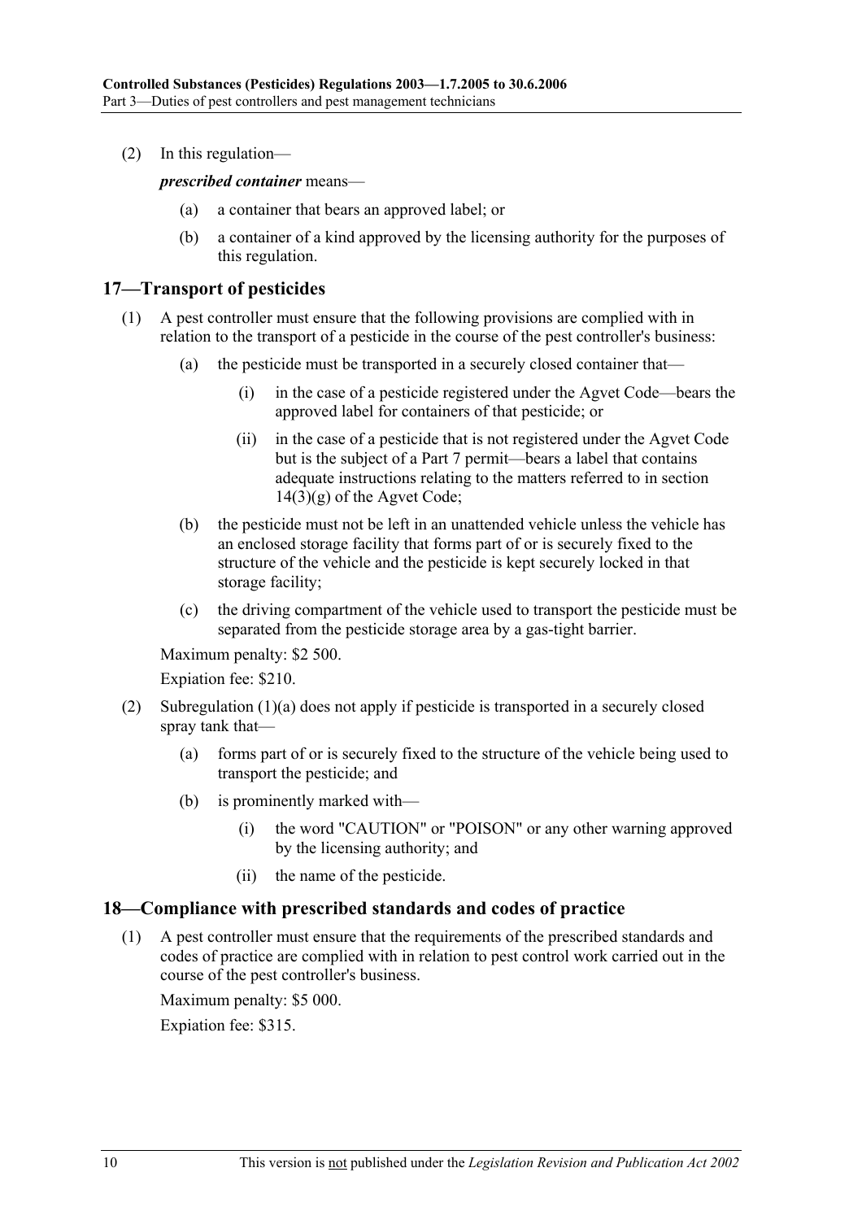(2) In this regulation—

***prescribed container*** means—

(a) a container that bears an approved label; or

(b) a container of a kind approved by the licensing authority for the purposes of this regulation.

## 17—Transport of pesticides

(1) A pest controller must ensure that the following provisions are complied with in relation to the transport of a pesticide in the course of the pest controller's business:

(a) the pesticide must be transported in a securely closed container that—

(i) in the case of a pesticide registered under the Agvet Code—bears the approved label for containers of that pesticide; or

(ii) in the case of a pesticide that is not registered under the Agvet Code but is the subject of a Part 7 permit—bears a label that contains adequate instructions relating to the matters referred to in section 14(3)(g) of the Agvet Code;

(b) the pesticide must not be left in an unattended vehicle unless the vehicle has an enclosed storage facility that forms part of or is securely fixed to the structure of the vehicle and the pesticide is kept securely locked in that storage facility;

(c) the driving compartment of the vehicle used to transport the pesticide must be separated from the pesticide storage area by a gas-tight barrier.

Maximum penalty: $2 500.

Expiation fee: $210.

(2) Subregulation (1)(a) does not apply if pesticide is transported in a securely closed spray tank that—

(a) forms part of or is securely fixed to the structure of the vehicle being used to transport the pesticide; and

(b) is prominently marked with—

(i) the word "CAUTION" or "POISON" or any other warning approved by the licensing authority; and

(ii) the name of the pesticide.

## 18—Compliance with prescribed standards and codes of practice

(1) A pest controller must ensure that the requirements of the prescribed standards and codes of practice are complied with in relation to pest control work carried out in the course of the pest controller's business.

Maximum penalty: $5 000.

Expiation fee: $315.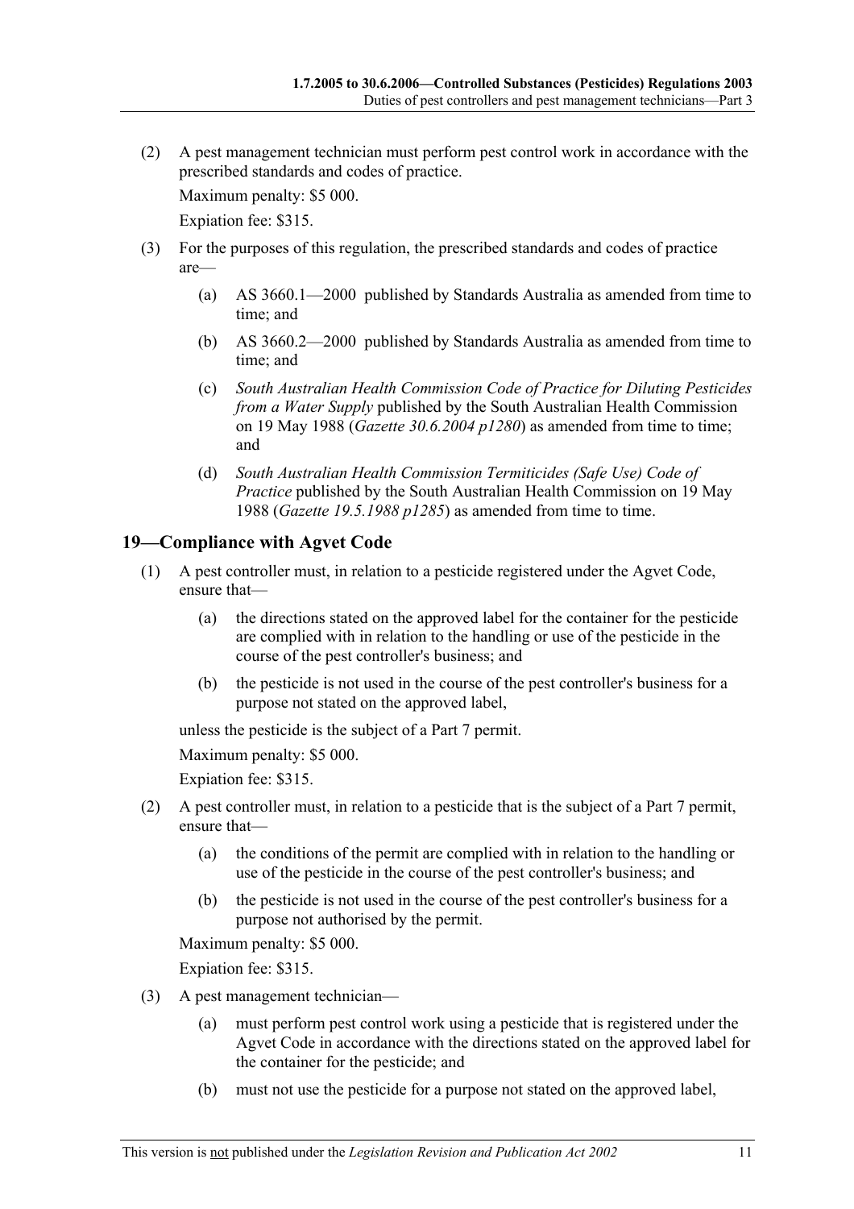(2) A pest management technician must perform pest control work in accordance with the prescribed standards and codes of practice.

Maximum penalty: $5 000.

Expiation fee: $315.

(3) For the purposes of this regulation, the prescribed standards and codes of practice are—

(a) AS 3660.1—2000 published by Standards Australia as amended from time to time; and

(b) AS 3660.2—2000 published by Standards Australia as amended from time to time; and

(c) *South Australian Health Commission Code of Practice for Diluting Pesticides from a Water Supply* published by the South Australian Health Commission on 19 May 1988 (*Gazette 30.6.2004 p1280*) as amended from time to time; and

(d) *South Australian Health Commission Termiticides (Safe Use) Code of Practice* published by the South Australian Health Commission on 19 May 1988 (*Gazette 19.5.1988 p1285*) as amended from time to time.

## 19—Compliance with Agvet Code

(1) A pest controller must, in relation to a pesticide registered under the Agvet Code, ensure that—

(a) the directions stated on the approved label for the container for the pesticide are complied with in relation to the handling or use of the pesticide in the course of the pest controller's business; and

(b) the pesticide is not used in the course of the pest controller's business for a purpose not stated on the approved label,

unless the pesticide is the subject of a Part 7 permit.

Maximum penalty: $5 000.

Expiation fee: $315.

(2) A pest controller must, in relation to a pesticide that is the subject of a Part 7 permit, ensure that—

(a) the conditions of the permit are complied with in relation to the handling or use of the pesticide in the course of the pest controller's business; and

(b) the pesticide is not used in the course of the pest controller's business for a purpose not authorised by the permit.

Maximum penalty: $5 000.

Expiation fee: $315.

(3) A pest management technician—

(a) must perform pest control work using a pesticide that is registered under the Agvet Code in accordance with the directions stated on the approved label for the container for the pesticide; and

(b) must not use the pesticide for a purpose not stated on the approved label,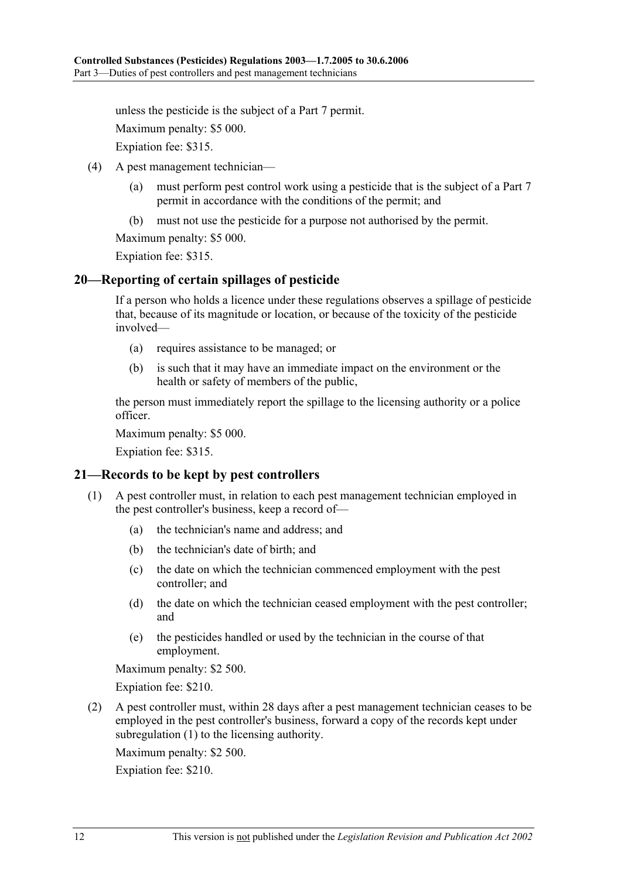unless the pesticide is the subject of a Part 7 permit.

Maximum penalty: $5 000.

Expiation fee: $315.

(4) A pest management technician—

(a) must perform pest control work using a pesticide that is the subject of a Part 7 permit in accordance with the conditions of the permit; and

(b) must not use the pesticide for a purpose not authorised by the permit.

Maximum penalty: $5 000.

Expiation fee: $315.

## 20—Reporting of certain spillages of pesticide

If a person who holds a licence under these regulations observes a spillage of pesticide that, because of its magnitude or location, or because of the toxicity of the pesticide involved—

(a) requires assistance to be managed; or

(b) is such that it may have an immediate impact on the environment or the health or safety of members of the public,

the person must immediately report the spillage to the licensing authority or a police officer.

Maximum penalty: $5 000.

Expiation fee: $315.

## 21—Records to be kept by pest controllers

(1) A pest controller must, in relation to each pest management technician employed in the pest controller's business, keep a record of—

(a) the technician's name and address; and

(b) the technician's date of birth; and

(c) the date on which the technician commenced employment with the pest controller; and

(d) the date on which the technician ceased employment with the pest controller; and

(e) the pesticides handled or used by the technician in the course of that employment.

Maximum penalty: $2 500.

Expiation fee: $210.

(2) A pest controller must, within 28 days after a pest management technician ceases to be employed in the pest controller's business, forward a copy of the records kept under subregulation (1) to the licensing authority.

Maximum penalty: $2 500.

Expiation fee: $210.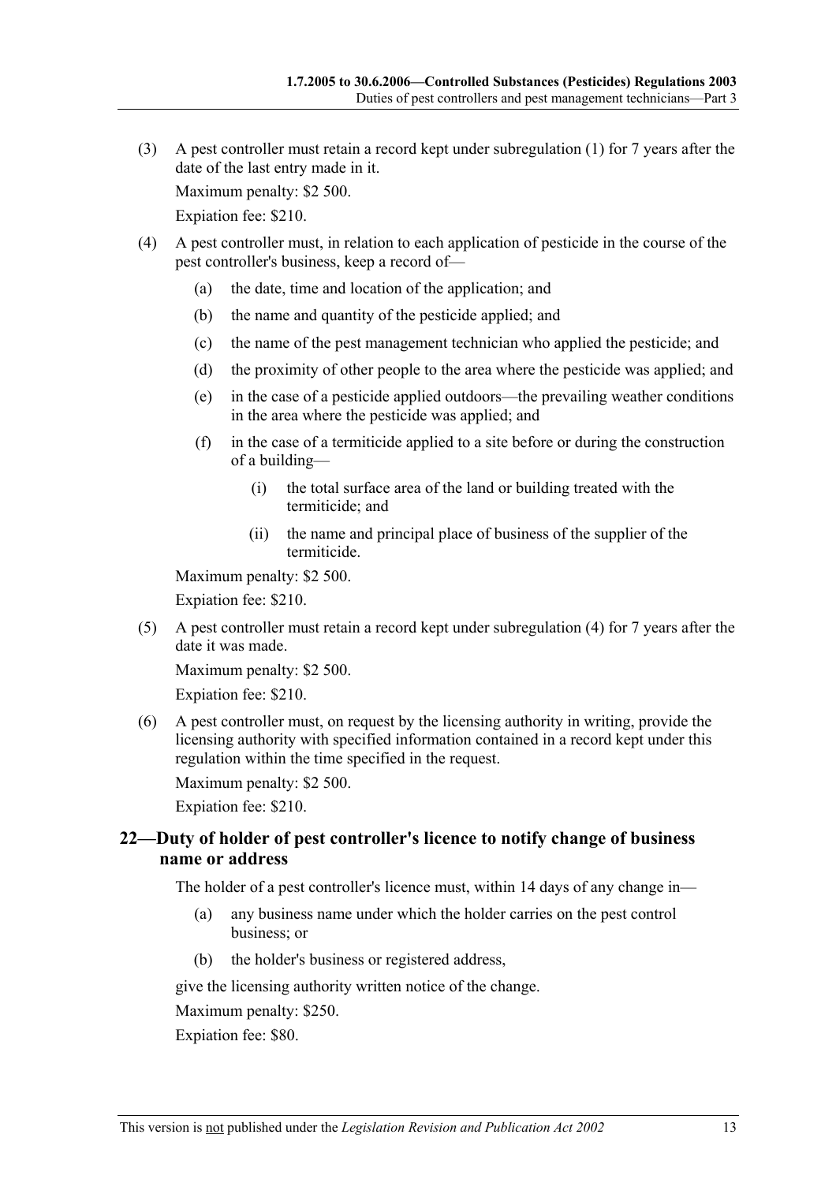(3) A pest controller must retain a record kept under subregulation (1) for 7 years after the date of the last entry made in it.

Maximum penalty: $2 500.

Expiation fee: $210.

(4) A pest controller must, in relation to each application of pesticide in the course of the pest controller's business, keep a record of—

(a) the date, time and location of the application; and

(b) the name and quantity of the pesticide applied; and

(c) the name of the pest management technician who applied the pesticide; and

(d) the proximity of other people to the area where the pesticide was applied; and

(e) in the case of a pesticide applied outdoors—the prevailing weather conditions in the area where the pesticide was applied; and

(f) in the case of a termiticide applied to a site before or during the construction of a building—

(i) the total surface area of the land or building treated with the termiticide; and

(ii) the name and principal place of business of the supplier of the termiticide.

Maximum penalty: $2 500.

Expiation fee: $210.

(5) A pest controller must retain a record kept under subregulation (4) for 7 years after the date it was made.

Maximum penalty: $2 500.

Expiation fee: $210.

(6) A pest controller must, on request by the licensing authority in writing, provide the licensing authority with specified information contained in a record kept under this regulation within the time specified in the request.

Maximum penalty: $2 500.

Expiation fee: $210.

## 22—Duty of holder of pest controller's licence to notify change of business name or address

The holder of a pest controller's licence must, within 14 days of any change in—

(a) any business name under which the holder carries on the pest control business; or

(b) the holder's business or registered address,

give the licensing authority written notice of the change.

Maximum penalty: $250.

Expiation fee: $80.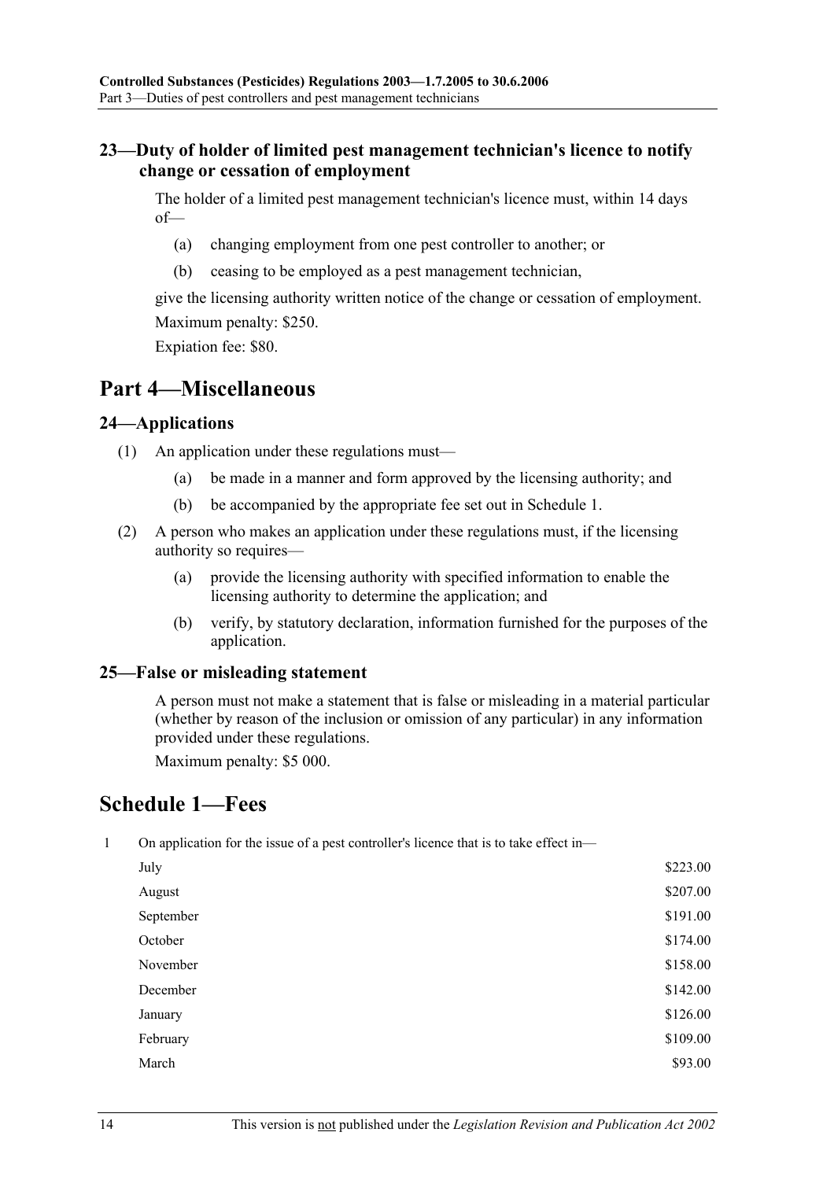### 23—Duty of holder of limited pest management technician's licence to notify change or cessation of employment

The holder of a limited pest management technician's licence must, within 14 days of—

(a) changing employment from one pest controller to another; or

(b) ceasing to be employed as a pest management technician,

give the licensing authority written notice of the change or cessation of employment.

Maximum penalty: $250.

Expiation fee: $80.

# Part 4—Miscellaneous

### 24—Applications

(1) An application under these regulations must—

(a) be made in a manner and form approved by the licensing authority; and

(b) be accompanied by the appropriate fee set out in Schedule 1.

(2) A person who makes an application under these regulations must, if the licensing authority so requires—

(a) provide the licensing authority with specified information to enable the licensing authority to determine the application; and

(b) verify, by statutory declaration, information furnished for the purposes of the application.

### 25—False or misleading statement

A person must not make a statement that is false or misleading in a material particular (whether by reason of the inclusion or omission of any particular) in any information provided under these regulations.

Maximum penalty: $5 000.

# Schedule 1—Fees

1 On application for the issue of a pest controller's licence that is to take effect in—

| Month | Fee |
|---|---|
| July | $223.00 |
| August | $207.00 |
| September | $191.00 |
| October | $174.00 |
| November | $158.00 |
| December | $142.00 |
| January | $126.00 |
| February | $109.00 |
| March | $93.00 |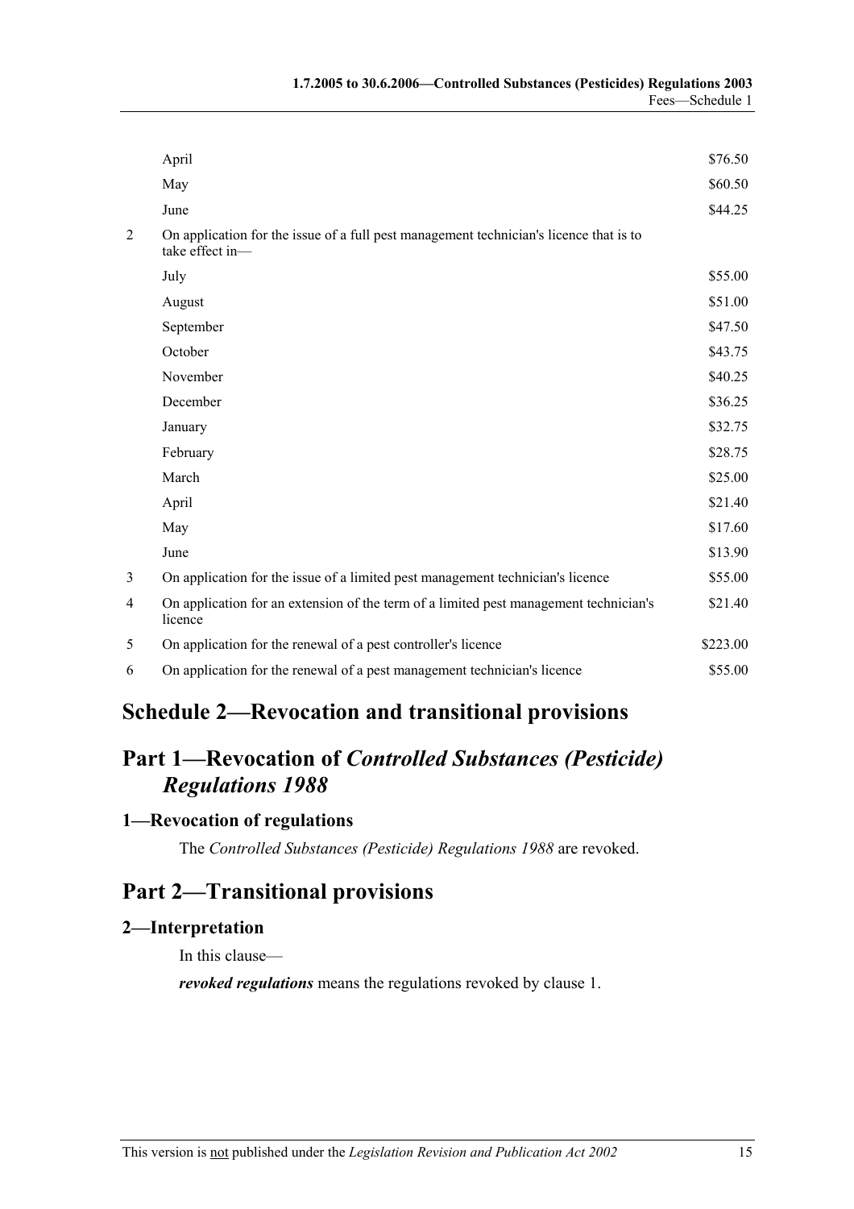| | | |
|---|---|---|
| | April | $76.50 |
| | May | $60.50 |
| | June | $44.25 |
| 2 | On application for the issue of a full pest management technician's licence that is to take effect in— | |
| | July | $55.00 |
| | August | $51.00 |
| | September | $47.50 |
| | October | $43.75 |
| | November | $40.25 |
| | December | $36.25 |
| | January | $32.75 |
| | February | $28.75 |
| | March | $25.00 |
| | April | $21.40 |
| | May | $17.60 |
| | June | $13.90 |
| 3 | On application for the issue of a limited pest management technician's licence | $55.00 |
| 4 | On application for an extension of the term of a limited pest management technician's licence | $21.40 |
| 5 | On application for the renewal of a pest controller's licence | $223.00 |
| 6 | On application for the renewal of a pest management technician's licence | $55.00 |

# Schedule 2—Revocation and transitional provisions

## Part 1—Revocation of *Controlled Substances (Pesticide) Regulations 1988*

### 1—Revocation of regulations

The *Controlled Substances (Pesticide) Regulations 1988* are revoked.

## Part 2—Transitional provisions

### 2—Interpretation

In this clause—

***revoked regulations*** means the regulations revoked by clause 1.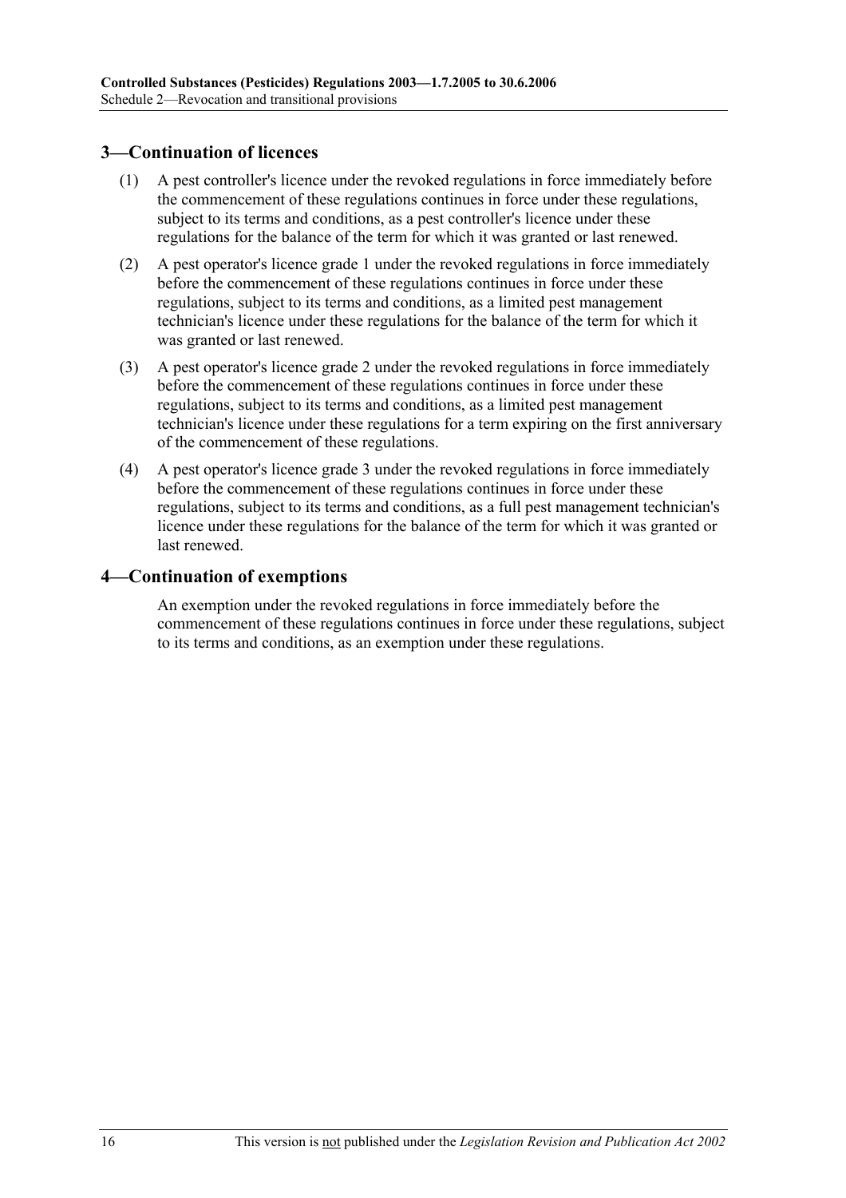## 3—Continuation of licences

(1) A pest controller's licence under the revoked regulations in force immediately before the commencement of these regulations continues in force under these regulations, subject to its terms and conditions, as a pest controller's licence under these regulations for the balance of the term for which it was granted or last renewed.

(2) A pest operator's licence grade 1 under the revoked regulations in force immediately before the commencement of these regulations continues in force under these regulations, subject to its terms and conditions, as a limited pest management technician's licence under these regulations for the balance of the term for which it was granted or last renewed.

(3) A pest operator's licence grade 2 under the revoked regulations in force immediately before the commencement of these regulations continues in force under these regulations, subject to its terms and conditions, as a limited pest management technician's licence under these regulations for a term expiring on the first anniversary of the commencement of these regulations.

(4) A pest operator's licence grade 3 under the revoked regulations in force immediately before the commencement of these regulations continues in force under these regulations, subject to its terms and conditions, as a full pest management technician's licence under these regulations for the balance of the term for which it was granted or last renewed.

## 4—Continuation of exemptions

An exemption under the revoked regulations in force immediately before the commencement of these regulations continues in force under these regulations, subject to its terms and conditions, as an exemption under these regulations.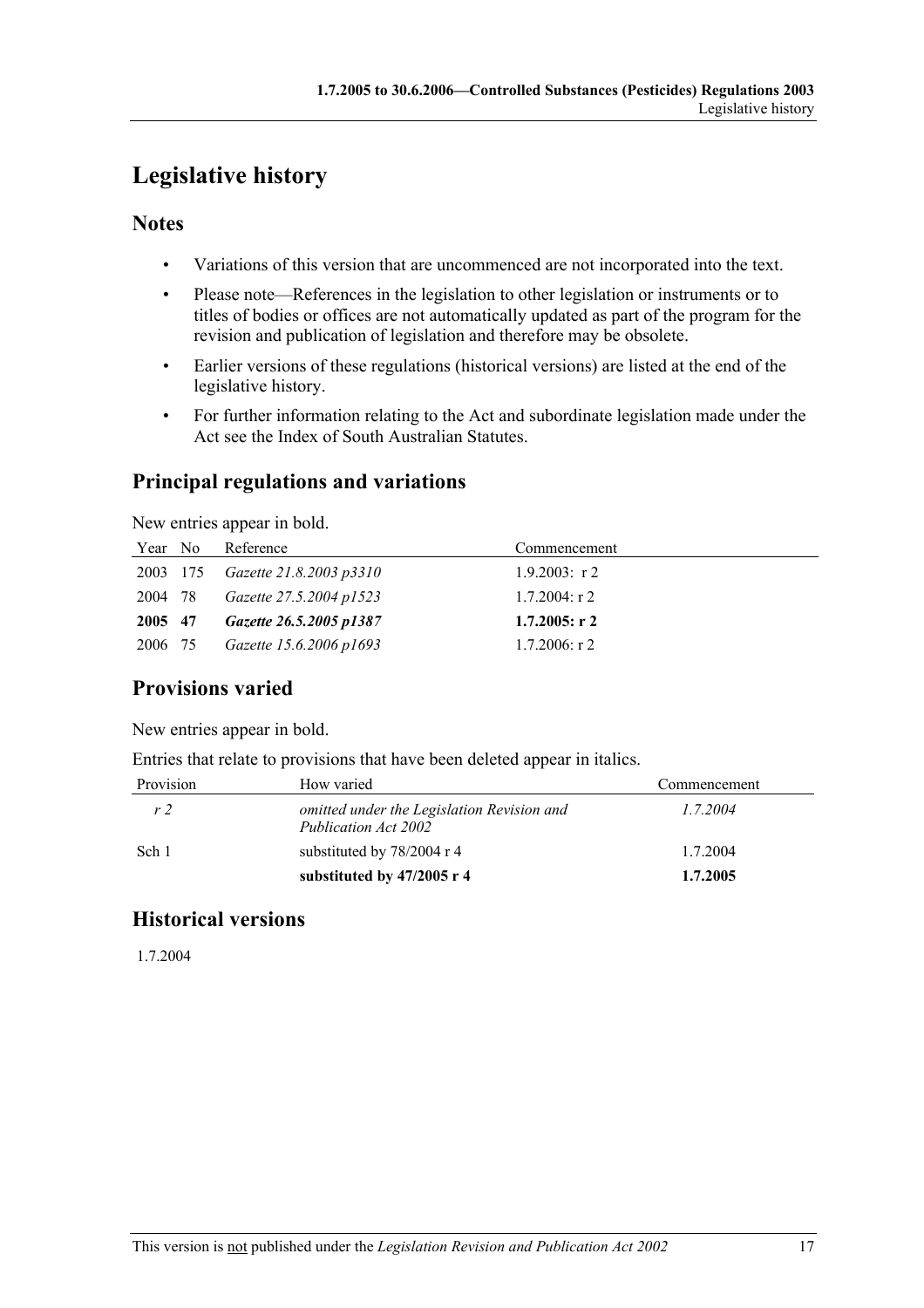# Legislative history

## Notes

- Variations of this version that are uncommenced are not incorporated into the text.
- Please note—References in the legislation to other legislation or instruments or to titles of bodies or offices are not automatically updated as part of the program for the revision and publication of legislation and therefore may be obsolete.
- Earlier versions of these regulations (historical versions) are listed at the end of the legislative history.
- For further information relating to the Act and subordinate legislation made under the Act see the Index of South Australian Statutes.

## Principal regulations and variations

New entries appear in bold.

| Year | No | Reference | Commencement |
|---|---|---|---|
| 2003 | 175 | *Gazette 21.8.2003 p3310* | 1.9.2003: r 2 |
| 2004 | 78 | *Gazette 27.5.2004 p1523* | 1.7.2004: r 2 |
| **2005** | **47** | ***Gazette 26.5.2005 p1387*** | **1.7.2005: r 2** |
| 2006 | 75 | *Gazette 15.6.2006 p1693* | 1.7.2006: r 2 |

## Provisions varied

New entries appear in bold.

Entries that relate to provisions that have been deleted appear in italics.

| Provision | How varied | Commencement |
|---|---|---|
| *r 2* | *omitted under the Legislation Revision and Publication Act 2002* | *1.7.2004* |
| Sch 1 | substituted by 78/2004 r 4 | 1.7.2004 |
| | **substituted by 47/2005 r 4** | **1.7.2005** |

## Historical versions

1.7.2004